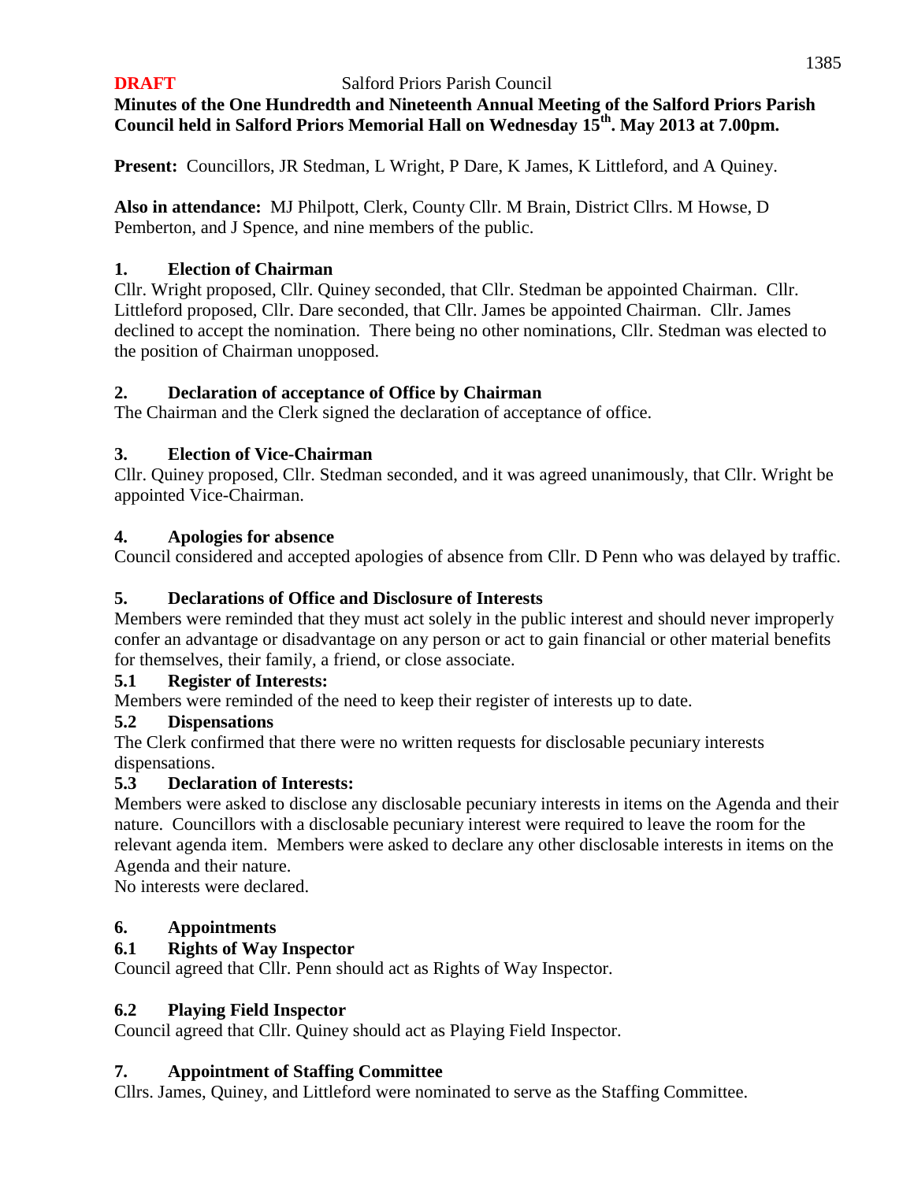**DRAFT** Salford Priors Parish Council

**Minutes of the One Hundredth and Nineteenth Annual Meeting of the Salford Priors Parish Council held in Salford Priors Memorial Hall on Wednesday 15th. May 2013 at 7.00pm.**

**Present:** Councillors, JR Stedman, L Wright, P Dare, K James, K Littleford, and A Quiney.

**Also in attendance:** MJ Philpott, Clerk, County Cllr. M Brain, District Cllrs. M Howse, D Pemberton, and J Spence, and nine members of the public.

## 1. Election of Chairman

Cllr. Wright proposed, Cllr. Quiney seconded, that Cllr. Stedman be appointed Chairman. Cllr. Littleford proposed, Cllr. Dare seconded, that Cllr. James be appointed Chairman. Cllr. James declined to accept the nomination. There being no other nominations, Cllr. Stedman was elected to the position of Chairman unopposed.

## 2. Declaration of acceptance of Office by Chairman

The Chairman and the Clerk signed the declaration of acceptance of office.

## 3. Election of Vice-Chairman

Cllr. Quiney proposed, Cllr. Stedman seconded, and it was agreed unanimously, that Cllr. Wright be appointed Vice-Chairman.

## 4. Apologies for absence

Council considered and accepted apologies of absence from Cllr. D Penn who was delayed by traffic.

## 5. Declarations of Office and Disclosure of Interests

Members were reminded that they must act solely in the public interest and should never improperly confer an advantage or disadvantage on any person or act to gain financial or other material benefits for themselves, their family, a friend, or close associate.

### 5.1 Register of Interests:

Members were reminded of the need to keep their register of interests up to date.

### 5.2 Dispensations

The Clerk confirmed that there were no written requests for disclosable pecuniary interests dispensations.

### 5.3 Declaration of Interests:

Members were asked to disclose any disclosable pecuniary interests in items on the Agenda and their nature. Councillors with a disclosable pecuniary interest were required to leave the room for the relevant agenda item. Members were asked to declare any other disclosable interests in items on the Agenda and their nature.

No interests were declared.

## 6. Appointments

### 6.1 Rights of Way Inspector

Council agreed that Cllr. Penn should act as Rights of Way Inspector.

### 6.2 Playing Field Inspector

Council agreed that Cllr. Quiney should act as Playing Field Inspector.

## 7. Appointment of Staffing Committee

Cllrs. James, Quiney, and Littleford were nominated to serve as the Staffing Committee.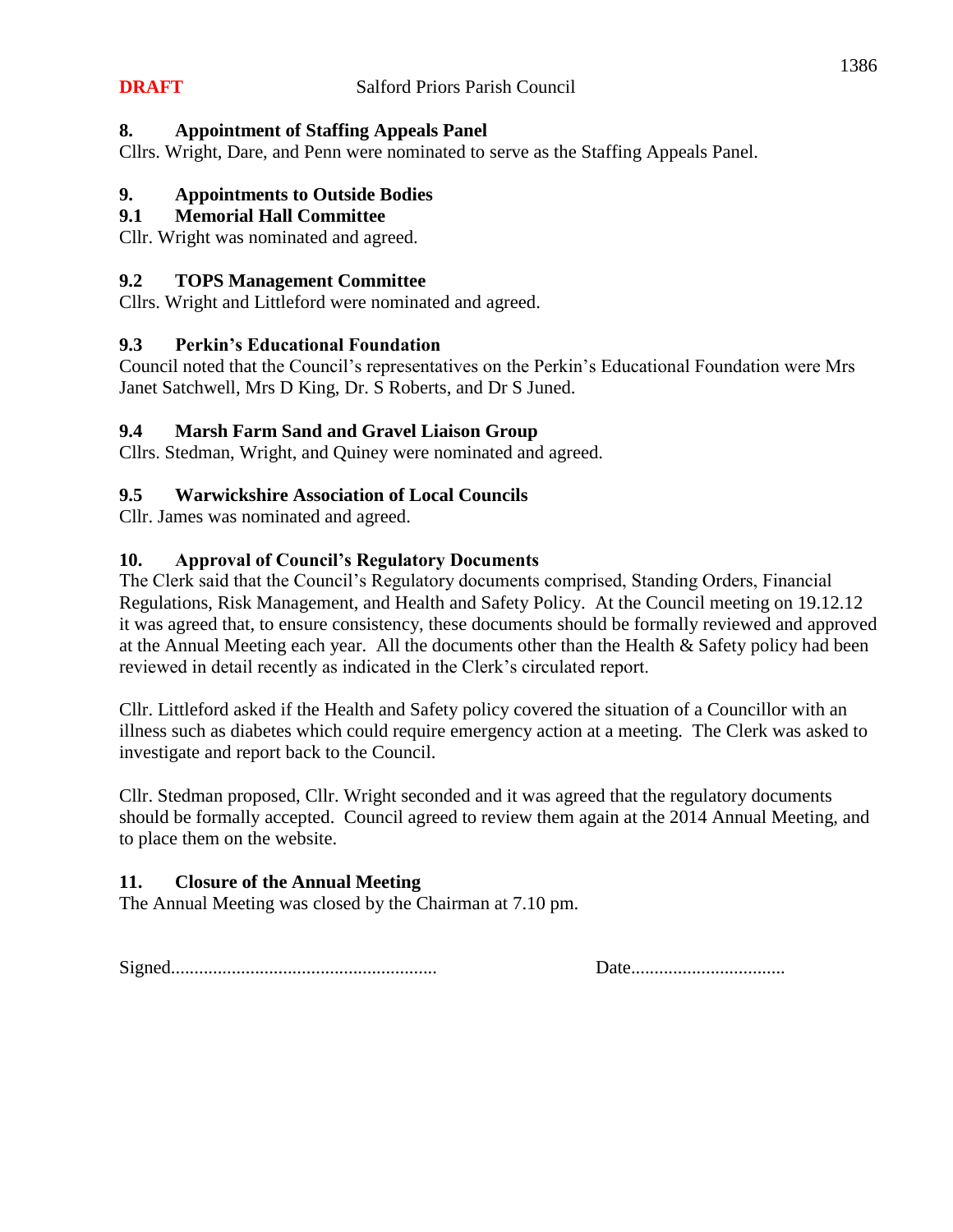**DRAFT** Salford Priors Parish Council

## 8. Appointment of Staffing Appeals Panel

Cllrs. Wright, Dare, and Penn were nominated to serve as the Staffing Appeals Panel.

## 9. Appointments to Outside Bodies

### 9.1 Memorial Hall Committee

Cllr. Wright was nominated and agreed.

### 9.2 TOPS Management Committee

Cllrs. Wright and Littleford were nominated and agreed.

### 9.3 Perkin's Educational Foundation

Council noted that the Council's representatives on the Perkin's Educational Foundation were Mrs Janet Satchwell, Mrs D King, Dr. S Roberts, and Dr S Juned.

### 9.4 Marsh Farm Sand and Gravel Liaison Group

Cllrs. Stedman, Wright, and Quiney were nominated and agreed.

### 9.5 Warwickshire Association of Local Councils

Cllr. James was nominated and agreed.

## 10. Approval of Council's Regulatory Documents

The Clerk said that the Council's Regulatory documents comprised, Standing Orders, Financial Regulations, Risk Management, and Health and Safety Policy. At the Council meeting on 19.12.12 it was agreed that, to ensure consistency, these documents should be formally reviewed and approved at the Annual Meeting each year. All the documents other than the Health & Safety policy had been reviewed in detail recently as indicated in the Clerk's circulated report.

Cllr. Littleford asked if the Health and Safety policy covered the situation of a Councillor with an illness such as diabetes which could require emergency action at a meeting. The Clerk was asked to investigate and report back to the Council.

Cllr. Stedman proposed, Cllr. Wright seconded and it was agreed that the regulatory documents should be formally accepted. Council agreed to review them again at the 2014 Annual Meeting, and to place them on the website.

## 11. Closure of the Annual Meeting

The Annual Meeting was closed by the Chairman at 7.10 pm.

Signed........................................................ Date.................................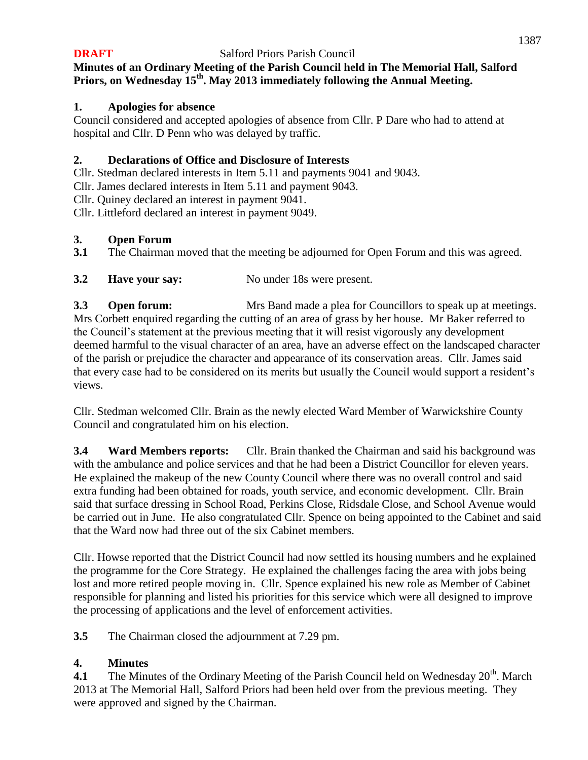**DRAFT** Salford Priors Parish Council

**Minutes of an Ordinary Meeting of the Parish Council held in The Memorial Hall, Salford Priors, on Wednesday 15th. May 2013 immediately following the Annual Meeting.**

## 1. Apologies for absence

Council considered and accepted apologies of absence from Cllr. P Dare who had to attend at hospital and Cllr. D Penn who was delayed by traffic.

## 2. Declarations of Office and Disclosure of Interests

Cllr. Stedman declared interests in Item 5.11 and payments 9041 and 9043.
Cllr. James declared interests in Item 5.11 and payment 9043.
Cllr. Quiney declared an interest in payment 9041.
Cllr. Littleford declared an interest in payment 9049.

## 3. Open Forum

**3.1** The Chairman moved that the meeting be adjourned for Open Forum and this was agreed.

**3.2 Have your say:** No under 18s were present.

**3.3 Open forum:** Mrs Band made a plea for Councillors to speak up at meetings. Mrs Corbett enquired regarding the cutting of an area of grass by her house. Mr Baker referred to the Council's statement at the previous meeting that it will resist vigorously any development deemed harmful to the visual character of an area, have an adverse effect on the landscaped character of the parish or prejudice the character and appearance of its conservation areas. Cllr. James said that every case had to be considered on its merits but usually the Council would support a resident's views.

Cllr. Stedman welcomed Cllr. Brain as the newly elected Ward Member of Warwickshire County Council and congratulated him on his election.

**3.4 Ward Members reports:** Cllr. Brain thanked the Chairman and said his background was with the ambulance and police services and that he had been a District Councillor for eleven years. He explained the makeup of the new County Council where there was no overall control and said extra funding had been obtained for roads, youth service, and economic development. Cllr. Brain said that surface dressing in School Road, Perkins Close, Ridsdale Close, and School Avenue would be carried out in June. He also congratulated Cllr. Spence on being appointed to the Cabinet and said that the Ward now had three out of the six Cabinet members.

Cllr. Howse reported that the District Council had now settled its housing numbers and he explained the programme for the Core Strategy. He explained the challenges facing the area with jobs being lost and more retired people moving in. Cllr. Spence explained his new role as Member of Cabinet responsible for planning and listed his priorities for this service which were all designed to improve the processing of applications and the level of enforcement activities.

**3.5** The Chairman closed the adjournment at 7.29 pm.

## 4. Minutes

**4.1** The Minutes of the Ordinary Meeting of the Parish Council held on Wednesday 20th. March 2013 at The Memorial Hall, Salford Priors had been held over from the previous meeting. They were approved and signed by the Chairman.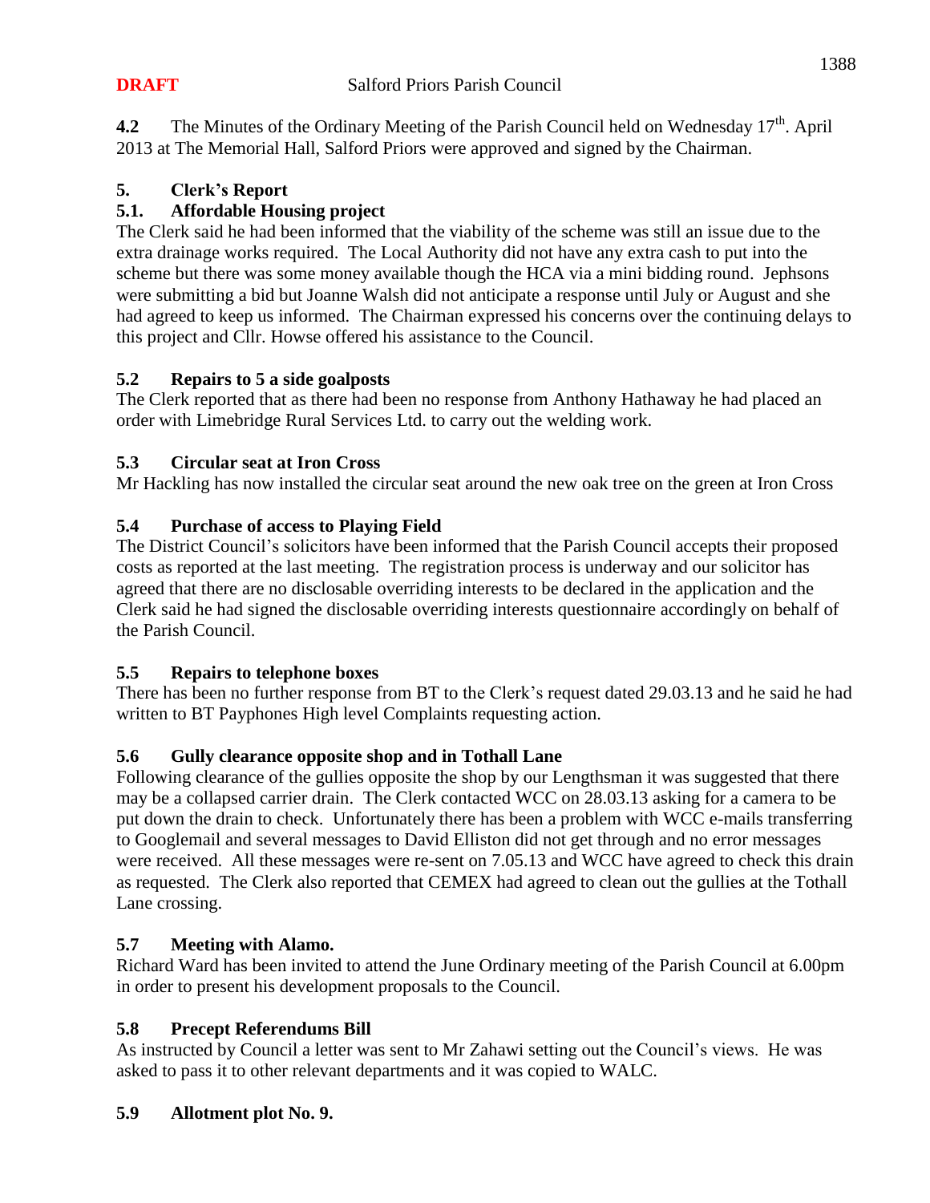**4.2** The Minutes of the Ordinary Meeting of the Parish Council held on Wednesday 17th. April 2013 at The Memorial Hall, Salford Priors were approved and signed by the Chairman.

## 5. Clerk's Report

### 5.1. Affordable Housing project

The Clerk said he had been informed that the viability of the scheme was still an issue due to the extra drainage works required. The Local Authority did not have any extra cash to put into the scheme but there was some money available though the HCA via a mini bidding round. Jephsons were submitting a bid but Joanne Walsh did not anticipate a response until July or August and she had agreed to keep us informed. The Chairman expressed his concerns over the continuing delays to this project and Cllr. Howse offered his assistance to the Council.

### 5.2 Repairs to 5 a side goalposts

The Clerk reported that as there had been no response from Anthony Hathaway he had placed an order with Limebridge Rural Services Ltd. to carry out the welding work.

### 5.3 Circular seat at Iron Cross

Mr Hackling has now installed the circular seat around the new oak tree on the green at Iron Cross

### 5.4 Purchase of access to Playing Field

The District Council's solicitors have been informed that the Parish Council accepts their proposed costs as reported at the last meeting. The registration process is underway and our solicitor has agreed that there are no disclosable overriding interests to be declared in the application and the Clerk said he had signed the disclosable overriding interests questionnaire accordingly on behalf of the Parish Council.

### 5.5 Repairs to telephone boxes

There has been no further response from BT to the Clerk's request dated 29.03.13 and he said he had written to BT Payphones High level Complaints requesting action.

### 5.6 Gully clearance opposite shop and in Tothall Lane

Following clearance of the gullies opposite the shop by our Lengthsman it was suggested that there may be a collapsed carrier drain. The Clerk contacted WCC on 28.03.13 asking for a camera to be put down the drain to check. Unfortunately there has been a problem with WCC e-mails transferring to Googlemail and several messages to David Elliston did not get through and no error messages were received. All these messages were re-sent on 7.05.13 and WCC have agreed to check this drain as requested. The Clerk also reported that CEMEX had agreed to clean out the gullies at the Tothall Lane crossing.

### 5.7 Meeting with Alamo.

Richard Ward has been invited to attend the June Ordinary meeting of the Parish Council at 6.00pm in order to present his development proposals to the Council.

### 5.8 Precept Referendums Bill

As instructed by Council a letter was sent to Mr Zahawi setting out the Council's views. He was asked to pass it to other relevant departments and it was copied to WALC.

### 5.9 Allotment plot No. 9.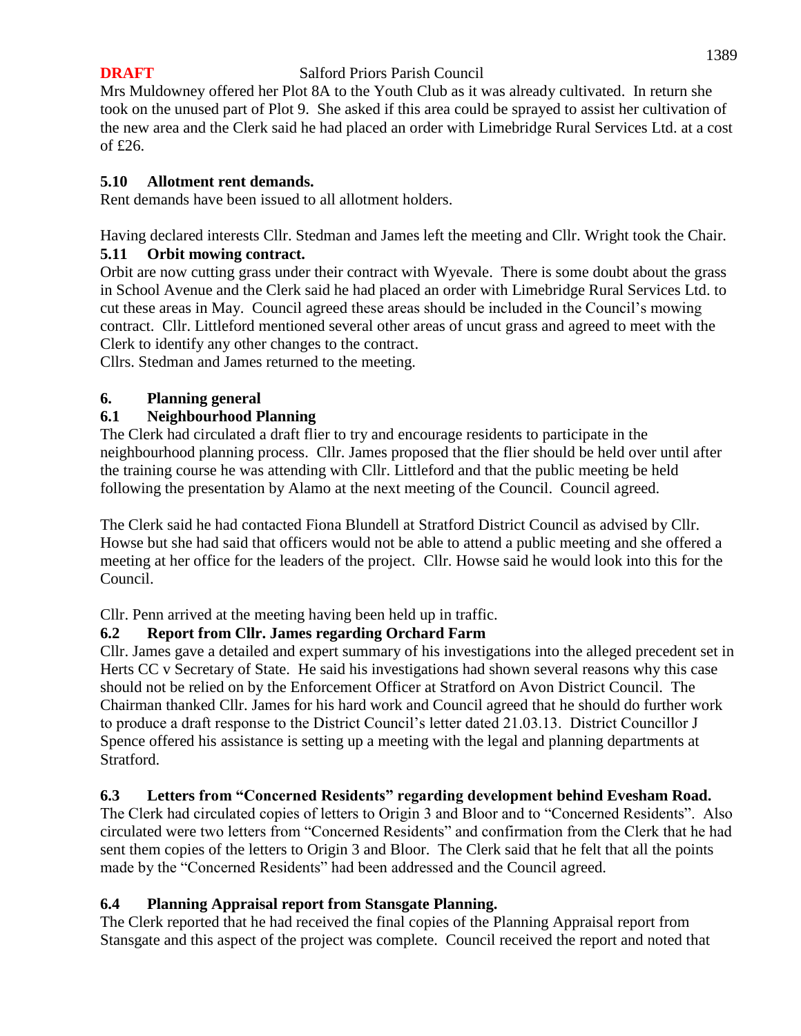Mrs Muldowney offered her Plot 8A to the Youth Club as it was already cultivated. In return she took on the unused part of Plot 9. She asked if this area could be sprayed to assist her cultivation of the new area and the Clerk said he had placed an order with Limebridge Rural Services Ltd. at a cost of £26.

**5.10 Allotment rent demands.**

Rent demands have been issued to all allotment holders.

Having declared interests Cllr. Stedman and James left the meeting and Cllr. Wright took the Chair.

**5.11 Orbit mowing contract.**

Orbit are now cutting grass under their contract with Wyevale. There is some doubt about the grass in School Avenue and the Clerk said he had placed an order with Limebridge Rural Services Ltd. to cut these areas in May. Council agreed these areas should be included in the Council's mowing contract. Cllr. Littleford mentioned several other areas of uncut grass and agreed to meet with the Clerk to identify any other changes to the contract.

Cllrs. Stedman and James returned to the meeting.

**6. Planning general**

**6.1 Neighbourhood Planning**

The Clerk had circulated a draft flier to try and encourage residents to participate in the neighbourhood planning process. Cllr. James proposed that the flier should be held over until after the training course he was attending with Cllr. Littleford and that the public meeting be held following the presentation by Alamo at the next meeting of the Council. Council agreed.

The Clerk said he had contacted Fiona Blundell at Stratford District Council as advised by Cllr. Howse but she had said that officers would not be able to attend a public meeting and she offered a meeting at her office for the leaders of the project. Cllr. Howse said he would look into this for the Council.

Cllr. Penn arrived at the meeting having been held up in traffic.

**6.2 Report from Cllr. James regarding Orchard Farm**

Cllr. James gave a detailed and expert summary of his investigations into the alleged precedent set in Herts CC v Secretary of State. He said his investigations had shown several reasons why this case should not be relied on by the Enforcement Officer at Stratford on Avon District Council. The Chairman thanked Cllr. James for his hard work and Council agreed that he should do further work to produce a draft response to the District Council's letter dated 21.03.13. District Councillor J Spence offered his assistance is setting up a meeting with the legal and planning departments at Stratford.

**6.3 Letters from "Concerned Residents" regarding development behind Evesham Road.**

The Clerk had circulated copies of letters to Origin 3 and Bloor and to "Concerned Residents". Also circulated were two letters from "Concerned Residents" and confirmation from the Clerk that he had sent them copies of the letters to Origin 3 and Bloor. The Clerk said that he felt that all the points made by the "Concerned Residents" had been addressed and the Council agreed.

**6.4 Planning Appraisal report from Stansgate Planning.**

The Clerk reported that he had received the final copies of the Planning Appraisal report from Stansgate and this aspect of the project was complete. Council received the report and noted that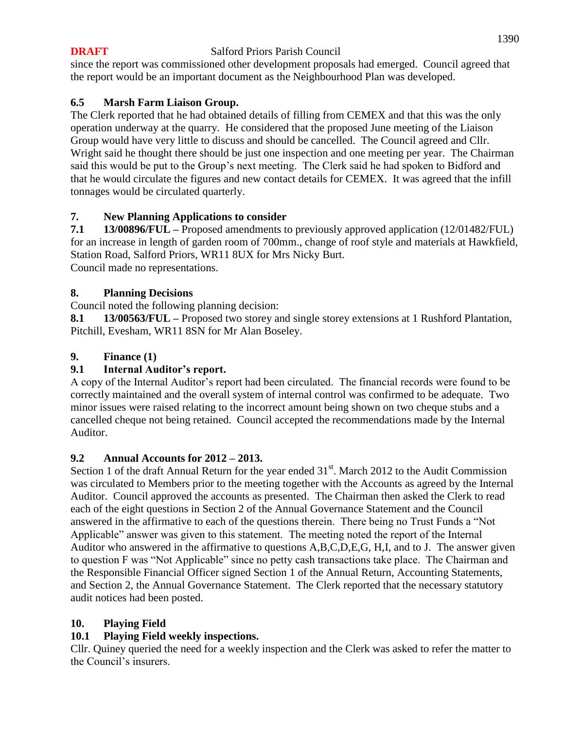since the report was commissioned other development proposals had emerged. Council agreed that the report would be an important document as the Neighbourhood Plan was developed.

**6.5 Marsh Farm Liaison Group.**

The Clerk reported that he had obtained details of filling from CEMEX and that this was the only operation underway at the quarry. He considered that the proposed June meeting of the Liaison Group would have very little to discuss and should be cancelled. The Council agreed and Cllr. Wright said he thought there should be just one inspection and one meeting per year. The Chairman said this would be put to the Group's next meeting. The Clerk said he had spoken to Bidford and that he would circulate the figures and new contact details for CEMEX. It was agreed that the infill tonnages would be circulated quarterly.

## 7. New Planning Applications to consider

**7.1 13/00896/FUL –** Proposed amendments to previously approved application (12/01482/FUL) for an increase in length of garden room of 700mm., change of roof style and materials at Hawkfield, Station Road, Salford Priors, WR11 8UX for Mrs Nicky Burt.

Council made no representations.

## 8. Planning Decisions

Council noted the following planning decision:

**8.1 13/00563/FUL –** Proposed two storey and single storey extensions at 1 Rushford Plantation, Pitchill, Evesham, WR11 8SN for Mr Alan Boseley.

## 9. Finance (1)

**9.1 Internal Auditor's report.**

A copy of the Internal Auditor's report had been circulated. The financial records were found to be correctly maintained and the overall system of internal control was confirmed to be adequate. Two minor issues were raised relating to the incorrect amount being shown on two cheque stubs and a cancelled cheque not being retained. Council accepted the recommendations made by the Internal Auditor.

**9.2 Annual Accounts for 2012 – 2013.**

Section 1 of the draft Annual Return for the year ended 31st. March 2012 to the Audit Commission was circulated to Members prior to the meeting together with the Accounts as agreed by the Internal Auditor. Council approved the accounts as presented. The Chairman then asked the Clerk to read each of the eight questions in Section 2 of the Annual Governance Statement and the Council answered in the affirmative to each of the questions therein. There being no Trust Funds a "Not Applicable" answer was given to this statement. The meeting noted the report of the Internal Auditor who answered in the affirmative to questions A,B,C,D,E,G, H,I, and to J. The answer given to question F was "Not Applicable" since no petty cash transactions take place. The Chairman and the Responsible Financial Officer signed Section 1 of the Annual Return, Accounting Statements, and Section 2, the Annual Governance Statement. The Clerk reported that the necessary statutory audit notices had been posted.

## 10. Playing Field

**10.1 Playing Field weekly inspections.**

Cllr. Quiney queried the need for a weekly inspection and the Clerk was asked to refer the matter to the Council's insurers.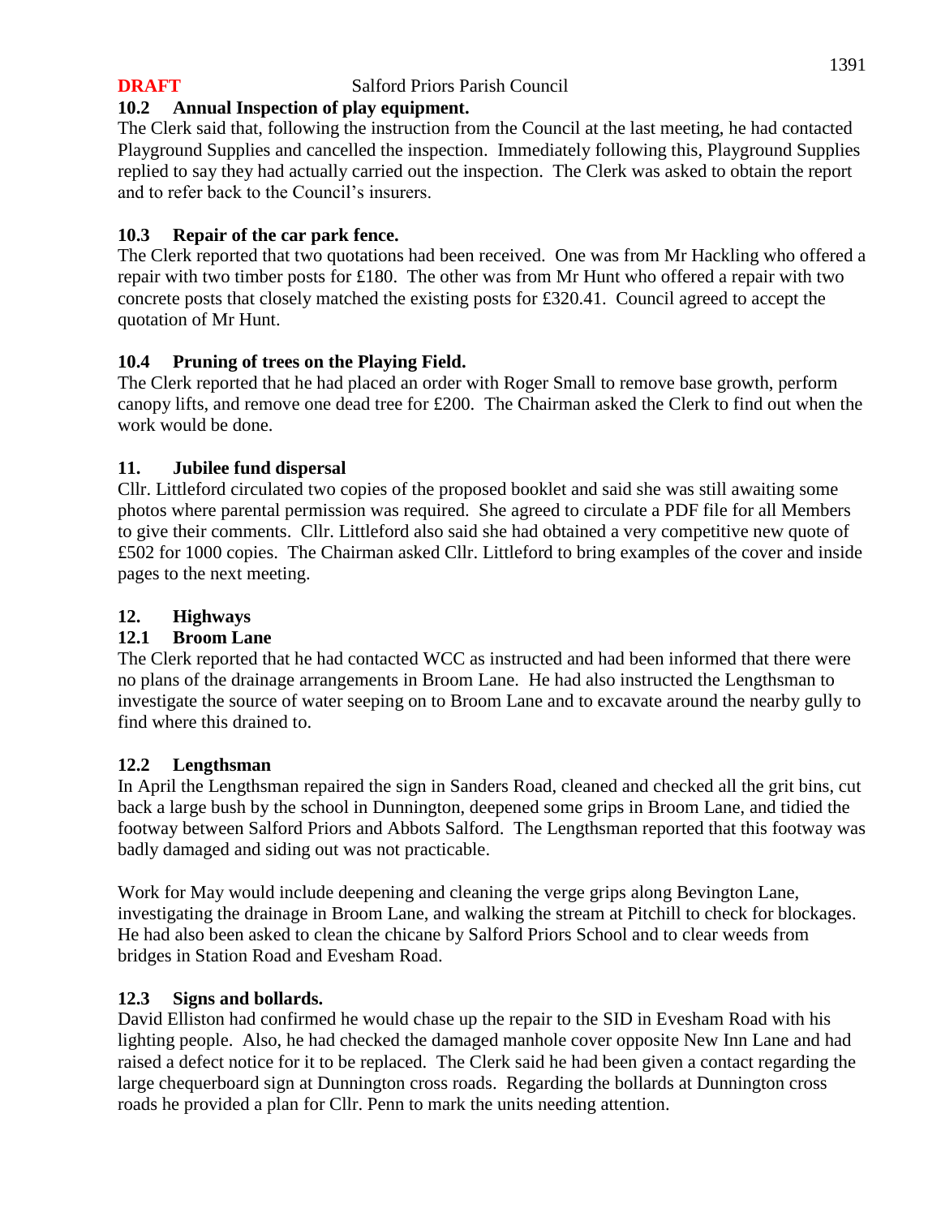**DRAFT** Salford Priors Parish Council

### 10.2 Annual Inspection of play equipment.

The Clerk said that, following the instruction from the Council at the last meeting, he had contacted Playground Supplies and cancelled the inspection. Immediately following this, Playground Supplies replied to say they had actually carried out the inspection. The Clerk was asked to obtain the report and to refer back to the Council's insurers.

### 10.3 Repair of the car park fence.

The Clerk reported that two quotations had been received. One was from Mr Hackling who offered a repair with two timber posts for £180. The other was from Mr Hunt who offered a repair with two concrete posts that closely matched the existing posts for £320.41. Council agreed to accept the quotation of Mr Hunt.

### 10.4 Pruning of trees on the Playing Field.

The Clerk reported that he had placed an order with Roger Small to remove base growth, perform canopy lifts, and remove one dead tree for £200. The Chairman asked the Clerk to find out when the work would be done.

## 11. Jubilee fund dispersal

Cllr. Littleford circulated two copies of the proposed booklet and said she was still awaiting some photos where parental permission was required. She agreed to circulate a PDF file for all Members to give their comments. Cllr. Littleford also said she had obtained a very competitive new quote of £502 for 1000 copies. The Chairman asked Cllr. Littleford to bring examples of the cover and inside pages to the next meeting.

## 12. Highways

### 12.1 Broom Lane

The Clerk reported that he had contacted WCC as instructed and had been informed that there were no plans of the drainage arrangements in Broom Lane. He had also instructed the Lengthsman to investigate the source of water seeping on to Broom Lane and to excavate around the nearby gully to find where this drained to.

### 12.2 Lengthsman

In April the Lengthsman repaired the sign in Sanders Road, cleaned and checked all the grit bins, cut back a large bush by the school in Dunnington, deepened some grips in Broom Lane, and tidied the footway between Salford Priors and Abbots Salford. The Lengthsman reported that this footway was badly damaged and siding out was not practicable.

Work for May would include deepening and cleaning the verge grips along Bevington Lane, investigating the drainage in Broom Lane, and walking the stream at Pitchill to check for blockages. He had also been asked to clean the chicane by Salford Priors School and to clear weeds from bridges in Station Road and Evesham Road.

### 12.3 Signs and bollards.

David Elliston had confirmed he would chase up the repair to the SID in Evesham Road with his lighting people. Also, he had checked the damaged manhole cover opposite New Inn Lane and had raised a defect notice for it to be replaced. The Clerk said he had been given a contact regarding the large chequerboard sign at Dunnington cross roads. Regarding the bollards at Dunnington cross roads he provided a plan for Cllr. Penn to mark the units needing attention.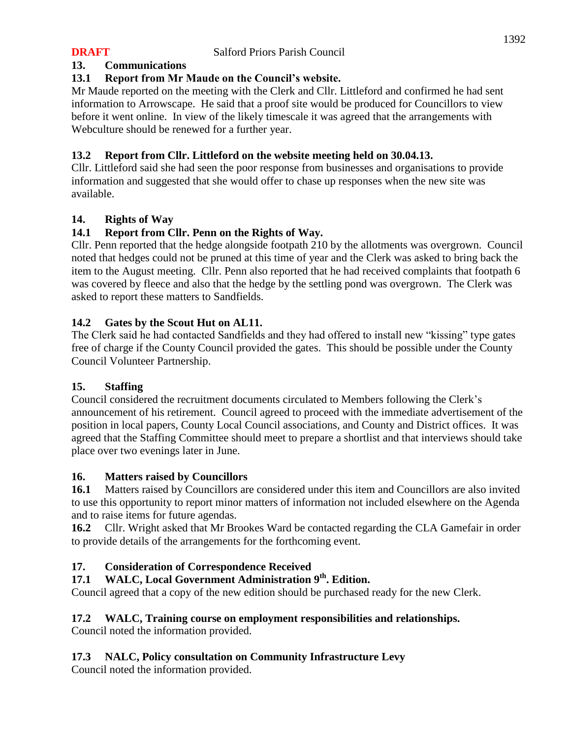**DRAFT** Salford Priors Parish Council

## 13. Communications

### 13.1 Report from Mr Maude on the Council's website.

Mr Maude reported on the meeting with the Clerk and Cllr. Littleford and confirmed he had sent information to Arrowscape. He said that a proof site would be produced for Councillors to view before it went online. In view of the likely timescale it was agreed that the arrangements with Webculture should be renewed for a further year.

### 13.2 Report from Cllr. Littleford on the website meeting held on 30.04.13.

Cllr. Littleford said she had seen the poor response from businesses and organisations to provide information and suggested that she would offer to chase up responses when the new site was available.

## 14. Rights of Way

### 14.1 Report from Cllr. Penn on the Rights of Way.

Cllr. Penn reported that the hedge alongside footpath 210 by the allotments was overgrown. Council noted that hedges could not be pruned at this time of year and the Clerk was asked to bring back the item to the August meeting. Cllr. Penn also reported that he had received complaints that footpath 6 was covered by fleece and also that the hedge by the settling pond was overgrown. The Clerk was asked to report these matters to Sandfields.

### 14.2 Gates by the Scout Hut on AL11.

The Clerk said he had contacted Sandfields and they had offered to install new "kissing" type gates free of charge if the County Council provided the gates. This should be possible under the County Council Volunteer Partnership.

## 15. Staffing

Council considered the recruitment documents circulated to Members following the Clerk's announcement of his retirement. Council agreed to proceed with the immediate advertisement of the position in local papers, County Local Council associations, and County and District offices. It was agreed that the Staffing Committee should meet to prepare a shortlist and that interviews should take place over two evenings later in June.

## 16. Matters raised by Councillors

**16.1** Matters raised by Councillors are considered under this item and Councillors are also invited to use this opportunity to report minor matters of information not included elsewhere on the Agenda and to raise items for future agendas.

**16.2** Cllr. Wright asked that Mr Brookes Ward be contacted regarding the CLA Gamefair in order to provide details of the arrangements for the forthcoming event.

## 17. Consideration of Correspondence Received

### 17.1 WALC, Local Government Administration 9th. Edition.

Council agreed that a copy of the new edition should be purchased ready for the new Clerk.

### 17.2 WALC, Training course on employment responsibilities and relationships.

Council noted the information provided.

### 17.3 NALC, Policy consultation on Community Infrastructure Levy

Council noted the information provided.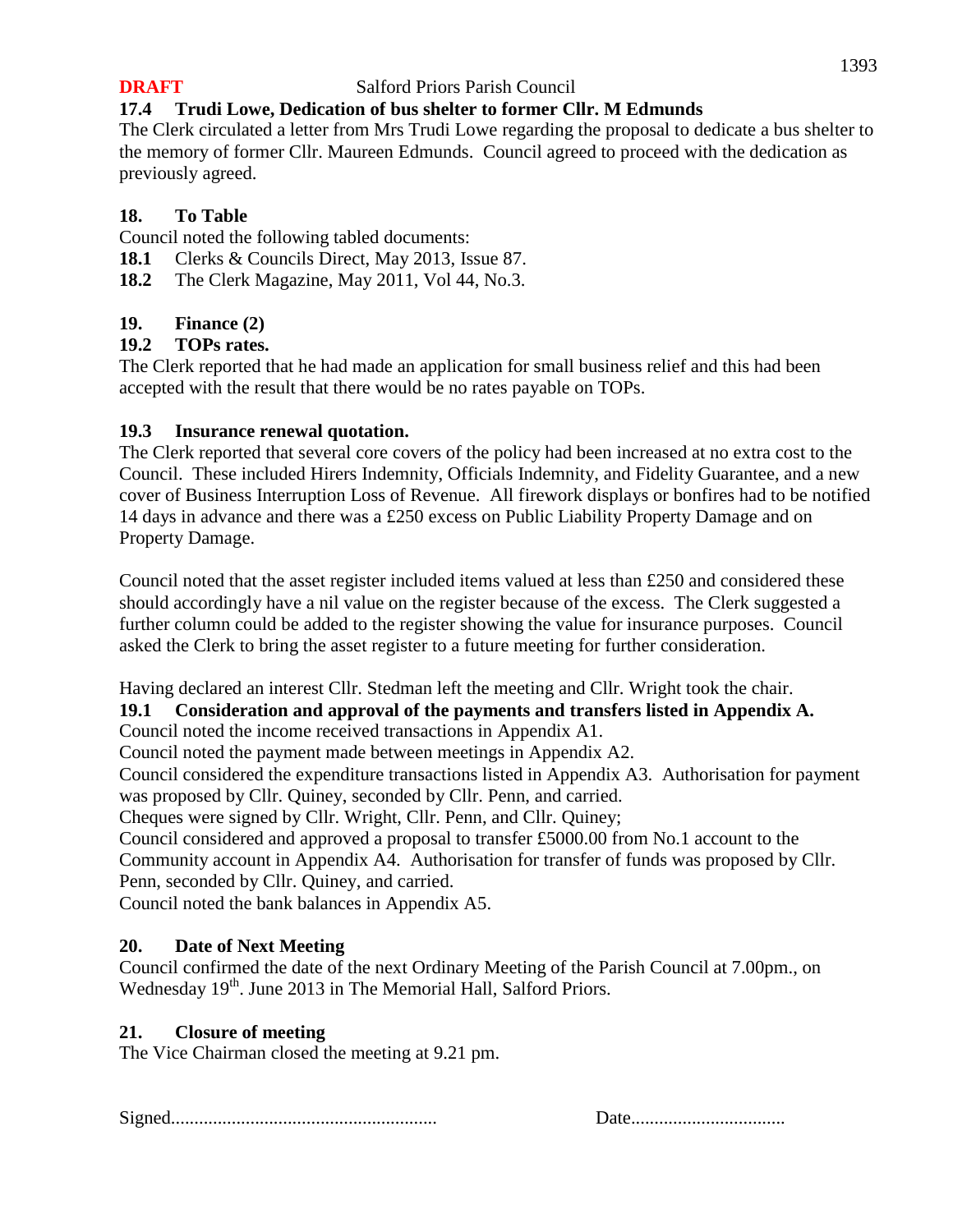**DRAFT** Salford Priors Parish Council

### 17.4 Trudi Lowe, Dedication of bus shelter to former Cllr. M Edmunds

The Clerk circulated a letter from Mrs Trudi Lowe regarding the proposal to dedicate a bus shelter to the memory of former Cllr. Maureen Edmunds. Council agreed to proceed with the dedication as previously agreed.

### 18. To Table

Council noted the following tabled documents:

**18.1** Clerks & Councils Direct, May 2013, Issue 87.

**18.2** The Clerk Magazine, May 2011, Vol 44, No.3.

### 19. Finance (2)

### 19.2 TOPs rates.

The Clerk reported that he had made an application for small business relief and this had been accepted with the result that there would be no rates payable on TOPs.

### 19.3 Insurance renewal quotation.

The Clerk reported that several core covers of the policy had been increased at no extra cost to the Council. These included Hirers Indemnity, Officials Indemnity, and Fidelity Guarantee, and a new cover of Business Interruption Loss of Revenue. All firework displays or bonfires had to be notified 14 days in advance and there was a £250 excess on Public Liability Property Damage and on Property Damage.

Council noted that the asset register included items valued at less than £250 and considered these should accordingly have a nil value on the register because of the excess. The Clerk suggested a further column could be added to the register showing the value for insurance purposes. Council asked the Clerk to bring the asset register to a future meeting for further consideration.

Having declared an interest Cllr. Stedman left the meeting and Cllr. Wright took the chair.

### 19.1 Consideration and approval of the payments and transfers listed in Appendix A.

Council noted the income received transactions in Appendix A1.

Council noted the payment made between meetings in Appendix A2.

Council considered the expenditure transactions listed in Appendix A3. Authorisation for payment was proposed by Cllr. Quiney, seconded by Cllr. Penn, and carried.

Cheques were signed by Cllr. Wright, Cllr. Penn, and Cllr. Quiney;

Council considered and approved a proposal to transfer £5000.00 from No.1 account to the Community account in Appendix A4. Authorisation for transfer of funds was proposed by Cllr. Penn, seconded by Cllr. Quiney, and carried.

Council noted the bank balances in Appendix A5.

### 20. Date of Next Meeting

Council confirmed the date of the next Ordinary Meeting of the Parish Council at 7.00pm., on Wednesday 19th. June 2013 in The Memorial Hall, Salford Priors.

### 21. Closure of meeting

The Vice Chairman closed the meeting at 9.21 pm.

Signed........................................................ Date.................................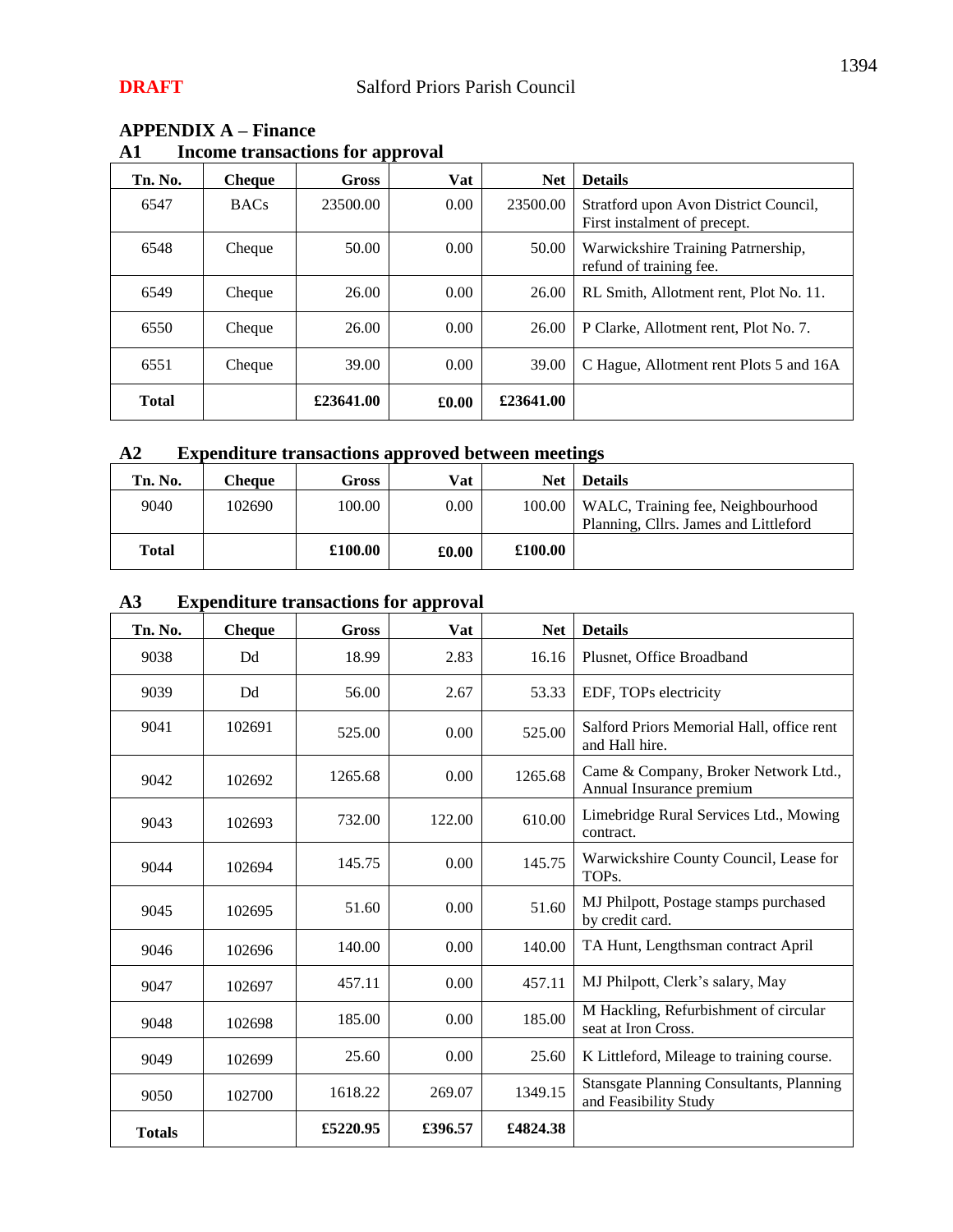**DRAFT** Salford Priors Parish Council

## APPENDIX A – Finance

### A1 Income transactions for approval

| Tn. No. | Cheque | Gross | Vat | Net | Details |
|---|---|---|---|---|---|
| 6547 | BACs | 23500.00 | 0.00 | 23500.00 | Stratford upon Avon District Council, First instalment of precept. |
| 6548 | Cheque | 50.00 | 0.00 | 50.00 | Warwickshire Training Patrnership, refund of training fee. |
| 6549 | Cheque | 26.00 | 0.00 | 26.00 | RL Smith, Allotment rent, Plot No. 11. |
| 6550 | Cheque | 26.00 | 0.00 | 26.00 | P Clarke, Allotment rent, Plot No. 7. |
| 6551 | Cheque | 39.00 | 0.00 | 39.00 | C Hague, Allotment rent Plots 5 and 16A |
| **Total** | | **£23641.00** | **£0.00** | **£23641.00** | |

### A2 Expenditure transactions approved between meetings

| Tn. No. | Cheque | Gross | Vat | Net | Details |
|---|---|---|---|---|---|
| 9040 | 102690 | 100.00 | 0.00 | 100.00 | WALC, Training fee, Neighbourhood Planning, Cllrs. James and Littleford |
| **Total** | | **£100.00** | **£0.00** | **£100.00** | |

### A3 Expenditure transactions for approval

| Tn. No. | Cheque | Gross | Vat | Net | Details |
|---|---|---|---|---|---|
| 9038 | Dd | 18.99 | 2.83 | 16.16 | Plusnet, Office Broadband |
| 9039 | Dd | 56.00 | 2.67 | 53.33 | EDF, TOPs electricity |
| 9041 | 102691 | 525.00 | 0.00 | 525.00 | Salford Priors Memorial Hall, office rent and Hall hire. |
| 9042 | 102692 | 1265.68 | 0.00 | 1265.68 | Came & Company, Broker Network Ltd., Annual Insurance premium |
| 9043 | 102693 | 732.00 | 122.00 | 610.00 | Limebridge Rural Services Ltd., Mowing contract. |
| 9044 | 102694 | 145.75 | 0.00 | 145.75 | Warwickshire County Council, Lease for TOPs. |
| 9045 | 102695 | 51.60 | 0.00 | 51.60 | MJ Philpott, Postage stamps purchased by credit card. |
| 9046 | 102696 | 140.00 | 0.00 | 140.00 | TA Hunt, Lengthsman contract April |
| 9047 | 102697 | 457.11 | 0.00 | 457.11 | MJ Philpott, Clerk's salary, May |
| 9048 | 102698 | 185.00 | 0.00 | 185.00 | M Hackling, Refurbishment of circular seat at Iron Cross. |
| 9049 | 102699 | 25.60 | 0.00 | 25.60 | K Littleford, Mileage to training course. |
| 9050 | 102700 | 1618.22 | 269.07 | 1349.15 | Stansgate Planning Consultants, Planning and Feasibility Study |
| **Totals** | | **£5220.95** | **£396.57** | **£4824.38** | |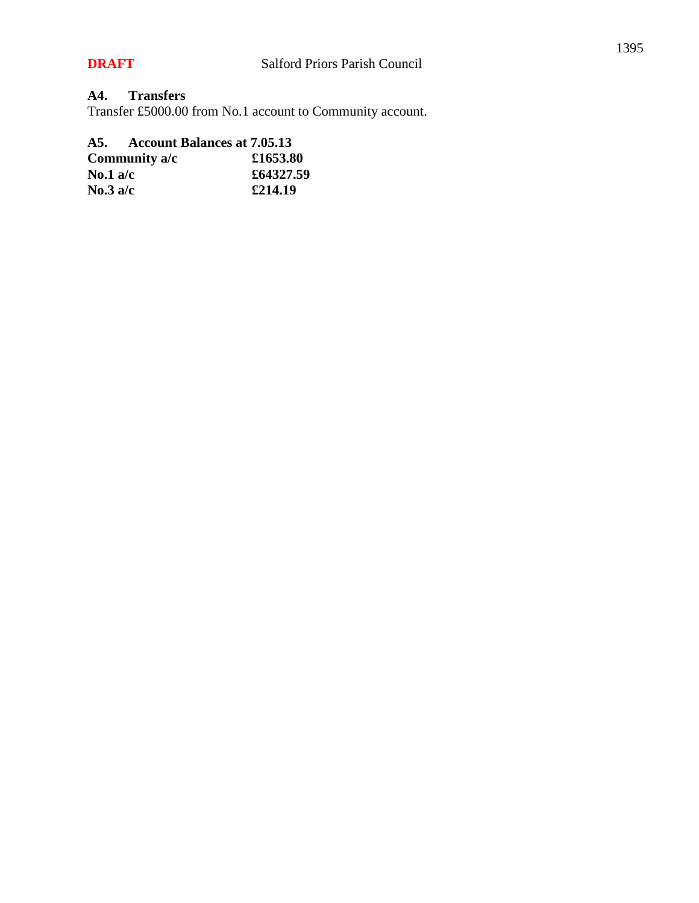### A4. Transfers

Transfer £5000.00 from No.1 account to Community account.

### A5. Account Balances at 7.05.13

| | |
|---|---|
| **Community a/c** | **£1653.80** |
| **No.1 a/c** | **£64327.59** |
| **No.3 a/c** | **£214.19** |